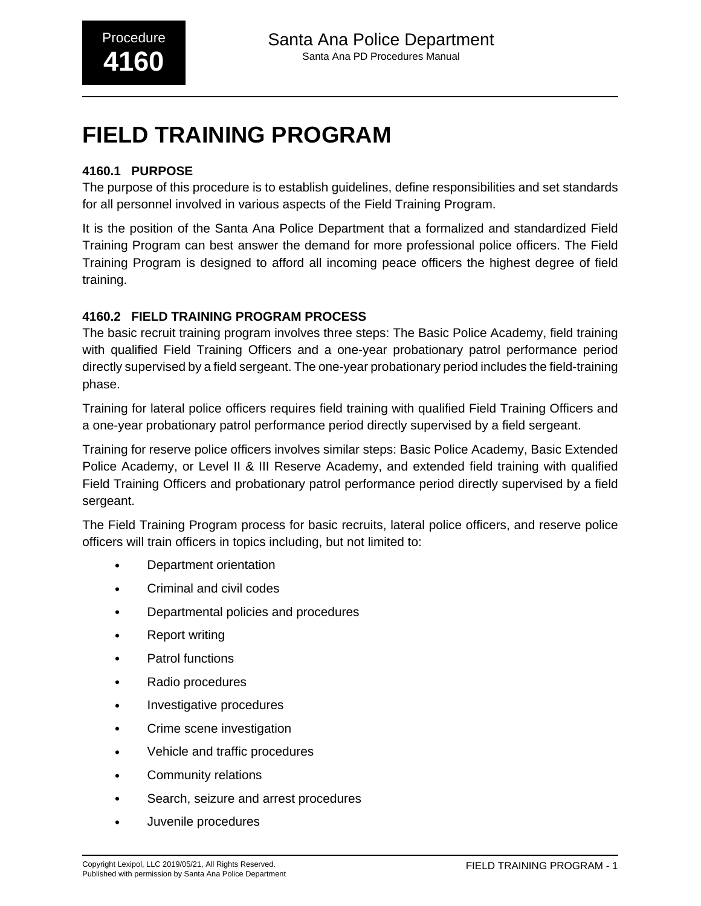# FIELD TRAINING PROGRAM

## 4160.1 PURPOSE

The purpose of this procedure is to establish guidelines, define responsibilities and set standards for all personnel involved in various aspects of the Field Training Program.

It is the position of the Santa Ana Police Department that a formalized and standardized Field Training Program can best answer the demand for more professional police officers. The Field Training Program is designed to afford all incoming peace officers the highest degree of field training.

## 4160.2 FIELD TRAINING PROGRAM PROCESS

The basic recruit training program involves three steps: The Basic Police Academy, field training with qualified Field Training Officers and a one-year probationary patrol performance period directly supervised by a field sergeant. The one-year probationary period includes the field-training phase.

Training for lateral police officers requires field training with qualified Field Training Officers and a one-year probationary patrol performance period directly supervised by a field sergeant.

Training for reserve police officers involves similar steps: Basic Police Academy, Basic Extended Police Academy, or Level II & III Reserve Academy, and extended field training with qualified Field Training Officers and probationary patrol performance period directly supervised by a field sergeant.

The Field Training Program process for basic recruits, lateral police officers, and reserve police officers will train officers in topics including, but not limited to:

- Department orientation
- Criminal and civil codes
- Departmental policies and procedures
- Report writing
- Patrol functions
- Radio procedures
- Investigative procedures
- Crime scene investigation
- Vehicle and traffic procedures
- Community relations
- Search, seizure and arrest procedures
- Juvenile procedures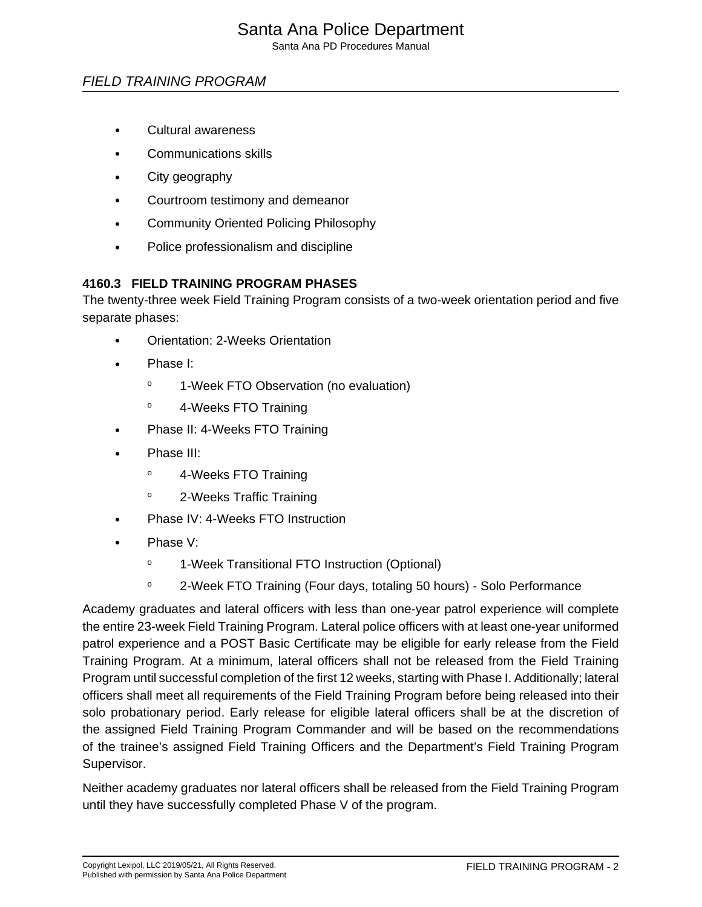- Cultural awareness
- Communications skills
- City geography
- Courtroom testimony and demeanor
- Community Oriented Policing Philosophy
- Police professionalism and discipline

### 4160.3 FIELD TRAINING PROGRAM PHASES

The twenty-three week Field Training Program consists of a two-week orientation period and five separate phases:

- Orientation: 2-Weeks Orientation
- Phase I:
  - 1-Week FTO Observation (no evaluation)
  - 4-Weeks FTO Training
- Phase II: 4-Weeks FTO Training
- Phase III:
  - 4-Weeks FTO Training
  - 2-Weeks Traffic Training
- Phase IV: 4-Weeks FTO Instruction
- Phase V:
  - 1-Week Transitional FTO Instruction (Optional)
  - 2-Week FTO Training (Four days, totaling 50 hours) - Solo Performance

Academy graduates and lateral officers with less than one-year patrol experience will complete the entire 23-week Field Training Program. Lateral police officers with at least one-year uniformed patrol experience and a POST Basic Certificate may be eligible for early release from the Field Training Program. At a minimum, lateral officers shall not be released from the Field Training Program until successful completion of the first 12 weeks, starting with Phase I. Additionally; lateral officers shall meet all requirements of the Field Training Program before being released into their solo probationary period. Early release for eligible lateral officers shall be at the discretion of the assigned Field Training Program Commander and will be based on the recommendations of the trainee's assigned Field Training Officers and the Department's Field Training Program Supervisor.

Neither academy graduates nor lateral officers shall be released from the Field Training Program until they have successfully completed Phase V of the program.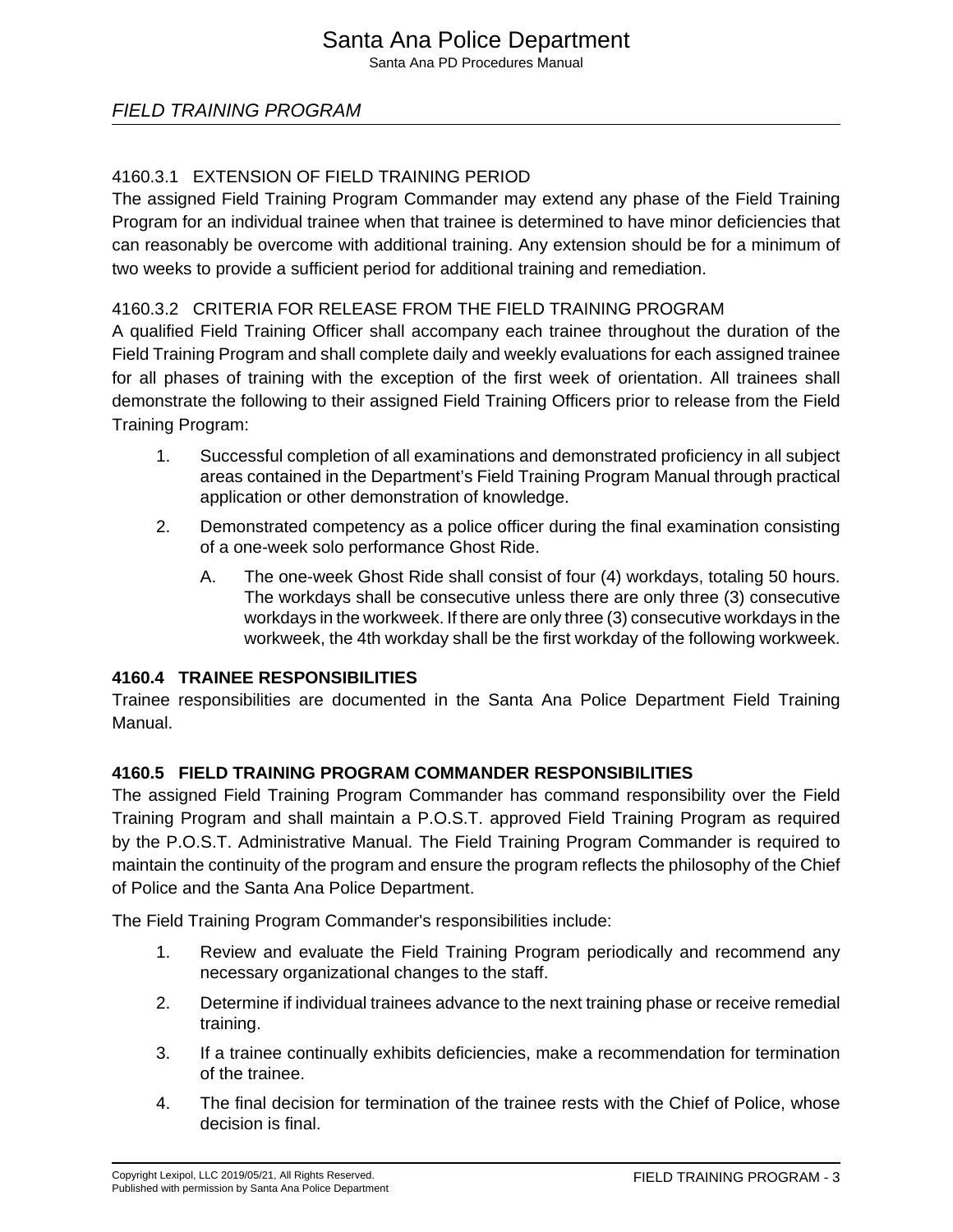#### 4160.3.1 EXTENSION OF FIELD TRAINING PERIOD

The assigned Field Training Program Commander may extend any phase of the Field Training Program for an individual trainee when that trainee is determined to have minor deficiencies that can reasonably be overcome with additional training. Any extension should be for a minimum of two weeks to provide a sufficient period for additional training and remediation.

#### 4160.3.2 CRITERIA FOR RELEASE FROM THE FIELD TRAINING PROGRAM

A qualified Field Training Officer shall accompany each trainee throughout the duration of the Field Training Program and shall complete daily and weekly evaluations for each assigned trainee for all phases of training with the exception of the first week of orientation. All trainees shall demonstrate the following to their assigned Field Training Officers prior to release from the Field Training Program:

1. Successful completion of all examinations and demonstrated proficiency in all subject areas contained in the Department's Field Training Program Manual through practical application or other demonstration of knowledge.
2. Demonstrated competency as a police officer during the final examination consisting of a one-week solo performance Ghost Ride.
    - A. The one-week Ghost Ride shall consist of four (4) workdays, totaling 50 hours. The workdays shall be consecutive unless there are only three (3) consecutive workdays in the workweek. If there are only three (3) consecutive workdays in the workweek, the 4th workday shall be the first workday of the following workweek.

### 4160.4 TRAINEE RESPONSIBILITIES

Trainee responsibilities are documented in the Santa Ana Police Department Field Training Manual.

### 4160.5 FIELD TRAINING PROGRAM COMMANDER RESPONSIBILITIES

The assigned Field Training Program Commander has command responsibility over the Field Training Program and shall maintain a P.O.S.T. approved Field Training Program as required by the P.O.S.T. Administrative Manual. The Field Training Program Commander is required to maintain the continuity of the program and ensure the program reflects the philosophy of the Chief of Police and the Santa Ana Police Department.

The Field Training Program Commander's responsibilities include:

1. Review and evaluate the Field Training Program periodically and recommend any necessary organizational changes to the staff.
2. Determine if individual trainees advance to the next training phase or receive remedial training.
3. If a trainee continually exhibits deficiencies, make a recommendation for termination of the trainee.
4. The final decision for termination of the trainee rests with the Chief of Police, whose decision is final.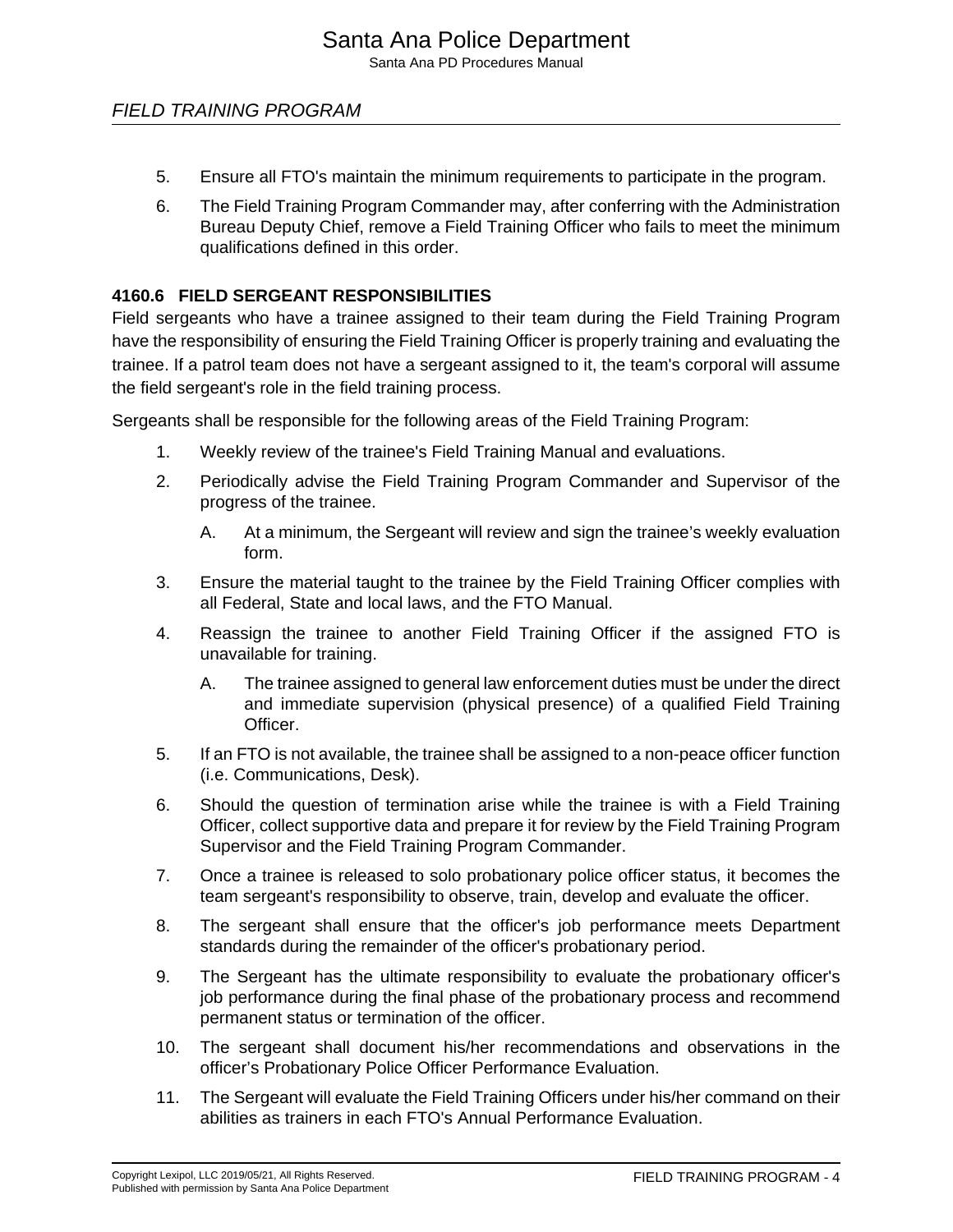5. Ensure all FTO's maintain the minimum requirements to participate in the program.
6. The Field Training Program Commander may, after conferring with the Administration Bureau Deputy Chief, remove a Field Training Officer who fails to meet the minimum qualifications defined in this order.

### 4160.6 FIELD SERGEANT RESPONSIBILITIES

Field sergeants who have a trainee assigned to their team during the Field Training Program have the responsibility of ensuring the Field Training Officer is properly training and evaluating the trainee. If a patrol team does not have a sergeant assigned to it, the team's corporal will assume the field sergeant's role in the field training process.

Sergeants shall be responsible for the following areas of the Field Training Program:

1. Weekly review of the trainee's Field Training Manual and evaluations.
2. Periodically advise the Field Training Program Commander and Supervisor of the progress of the trainee.
   - A. At a minimum, the Sergeant will review and sign the trainee's weekly evaluation form.
3. Ensure the material taught to the trainee by the Field Training Officer complies with all Federal, State and local laws, and the FTO Manual.
4. Reassign the trainee to another Field Training Officer if the assigned FTO is unavailable for training.
   - A. The trainee assigned to general law enforcement duties must be under the direct and immediate supervision (physical presence) of a qualified Field Training Officer.
5. If an FTO is not available, the trainee shall be assigned to a non-peace officer function (i.e. Communications, Desk).
6. Should the question of termination arise while the trainee is with a Field Training Officer, collect supportive data and prepare it for review by the Field Training Program Supervisor and the Field Training Program Commander.
7. Once a trainee is released to solo probationary police officer status, it becomes the team sergeant's responsibility to observe, train, develop and evaluate the officer.
8. The sergeant shall ensure that the officer's job performance meets Department standards during the remainder of the officer's probationary period.
9. The Sergeant has the ultimate responsibility to evaluate the probationary officer's job performance during the final phase of the probationary process and recommend permanent status or termination of the officer.
10. The sergeant shall document his/her recommendations and observations in the officer's Probationary Police Officer Performance Evaluation.
11. The Sergeant will evaluate the Field Training Officers under his/her command on their abilities as trainers in each FTO's Annual Performance Evaluation.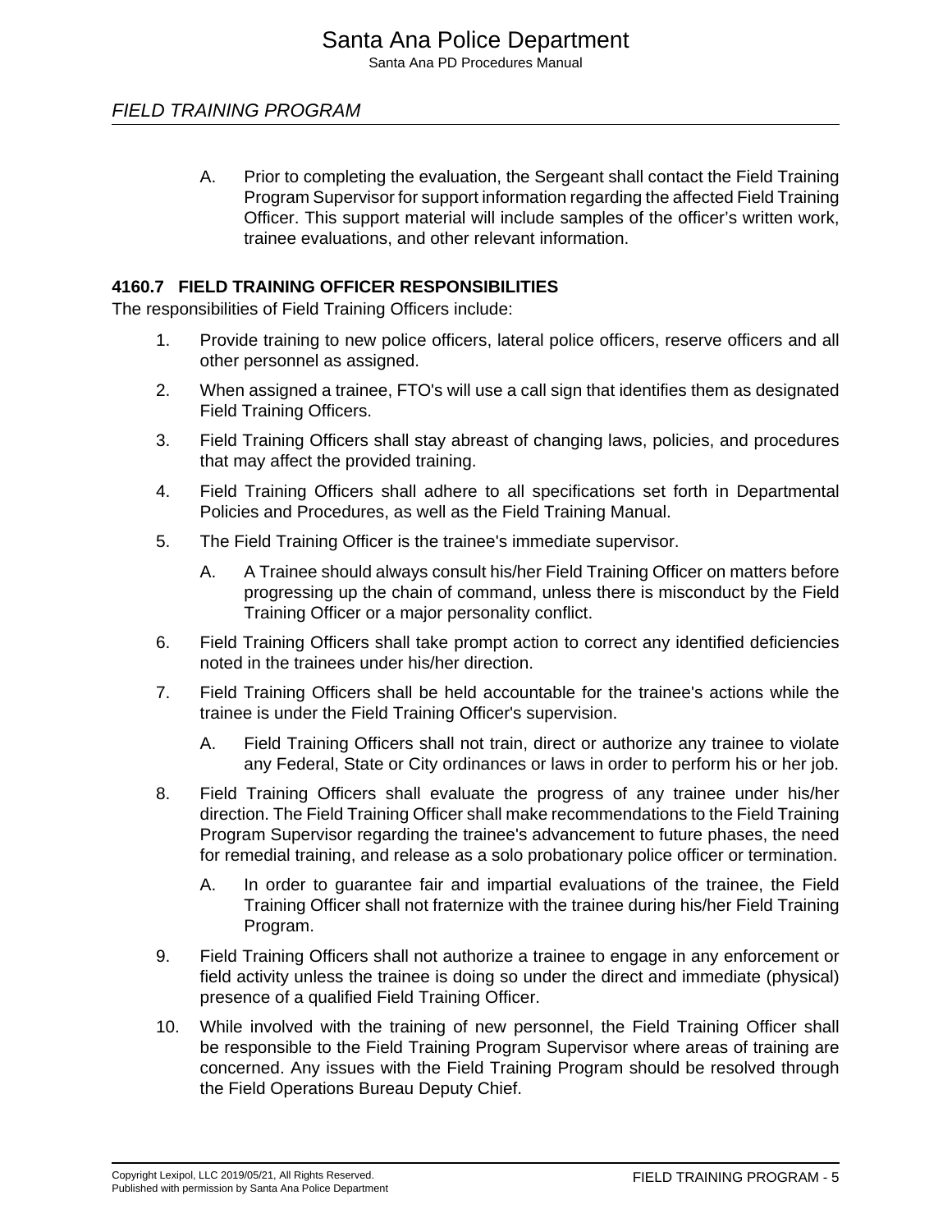A. Prior to completing the evaluation, the Sergeant shall contact the Field Training Program Supervisor for support information regarding the affected Field Training Officer. This support material will include samples of the officer's written work, trainee evaluations, and other relevant information.

### 4160.7 FIELD TRAINING OFFICER RESPONSIBILITIES

The responsibilities of Field Training Officers include:

1. Provide training to new police officers, lateral police officers, reserve officers and all other personnel as assigned.

2. When assigned a trainee, FTO's will use a call sign that identifies them as designated Field Training Officers.

3. Field Training Officers shall stay abreast of changing laws, policies, and procedures that may affect the provided training.

4. Field Training Officers shall adhere to all specifications set forth in Departmental Policies and Procedures, as well as the Field Training Manual.

5. The Field Training Officer is the trainee's immediate supervisor.

   A. A Trainee should always consult his/her Field Training Officer on matters before progressing up the chain of command, unless there is misconduct by the Field Training Officer or a major personality conflict.

6. Field Training Officers shall take prompt action to correct any identified deficiencies noted in the trainees under his/her direction.

7. Field Training Officers shall be held accountable for the trainee's actions while the trainee is under the Field Training Officer's supervision.

   A. Field Training Officers shall not train, direct or authorize any trainee to violate any Federal, State or City ordinances or laws in order to perform his or her job.

8. Field Training Officers shall evaluate the progress of any trainee under his/her direction. The Field Training Officer shall make recommendations to the Field Training Program Supervisor regarding the trainee's advancement to future phases, the need for remedial training, and release as a solo probationary police officer or termination.

   A. In order to guarantee fair and impartial evaluations of the trainee, the Field Training Officer shall not fraternize with the trainee during his/her Field Training Program.

9. Field Training Officers shall not authorize a trainee to engage in any enforcement or field activity unless the trainee is doing so under the direct and immediate (physical) presence of a qualified Field Training Officer.

10. While involved with the training of new personnel, the Field Training Officer shall be responsible to the Field Training Program Supervisor where areas of training are concerned. Any issues with the Field Training Program should be resolved through the Field Operations Bureau Deputy Chief.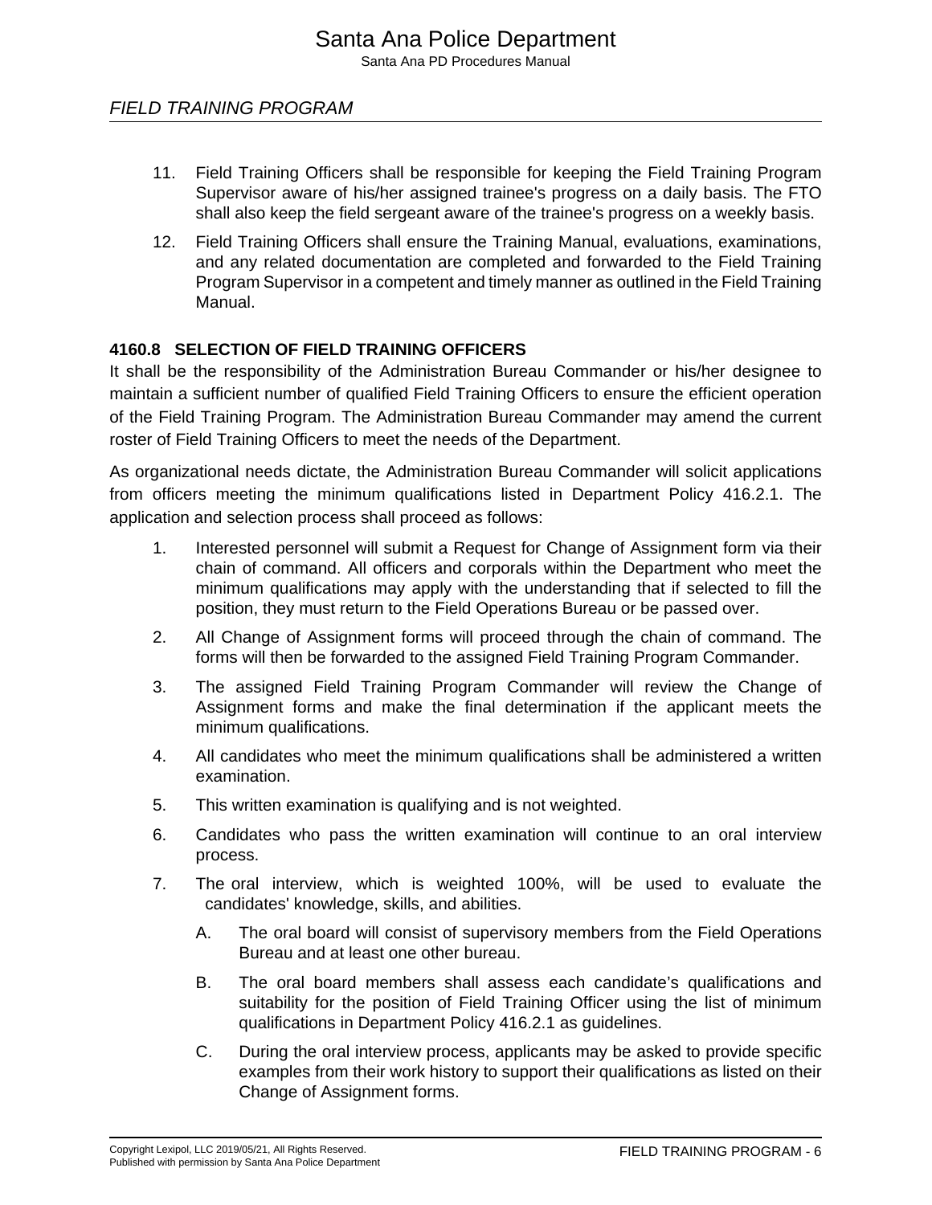11. Field Training Officers shall be responsible for keeping the Field Training Program Supervisor aware of his/her assigned trainee's progress on a daily basis. The FTO shall also keep the field sergeant aware of the trainee's progress on a weekly basis.

12. Field Training Officers shall ensure the Training Manual, evaluations, examinations, and any related documentation are completed and forwarded to the Field Training Program Supervisor in a competent and timely manner as outlined in the Field Training Manual.

### 4160.8 SELECTION OF FIELD TRAINING OFFICERS

It shall be the responsibility of the Administration Bureau Commander or his/her designee to maintain a sufficient number of qualified Field Training Officers to ensure the efficient operation of the Field Training Program. The Administration Bureau Commander may amend the current roster of Field Training Officers to meet the needs of the Department.

As organizational needs dictate, the Administration Bureau Commander will solicit applications from officers meeting the minimum qualifications listed in Department Policy 416.2.1. The application and selection process shall proceed as follows:

1. Interested personnel will submit a Request for Change of Assignment form via their chain of command. All officers and corporals within the Department who meet the minimum qualifications may apply with the understanding that if selected to fill the position, they must return to the Field Operations Bureau or be passed over.

2. All Change of Assignment forms will proceed through the chain of command. The forms will then be forwarded to the assigned Field Training Program Commander.

3. The assigned Field Training Program Commander will review the Change of Assignment forms and make the final determination if the applicant meets the minimum qualifications.

4. All candidates who meet the minimum qualifications shall be administered a written examination.

5. This written examination is qualifying and is not weighted.

6. Candidates who pass the written examination will continue to an oral interview process.

7. The oral interview, which is weighted 100%, will be used to evaluate the candidates' knowledge, skills, and abilities.

    A. The oral board will consist of supervisory members from the Field Operations Bureau and at least one other bureau.

    B. The oral board members shall assess each candidate's qualifications and suitability for the position of Field Training Officer using the list of minimum qualifications in Department Policy 416.2.1 as guidelines.

    C. During the oral interview process, applicants may be asked to provide specific examples from their work history to support their qualifications as listed on their Change of Assignment forms.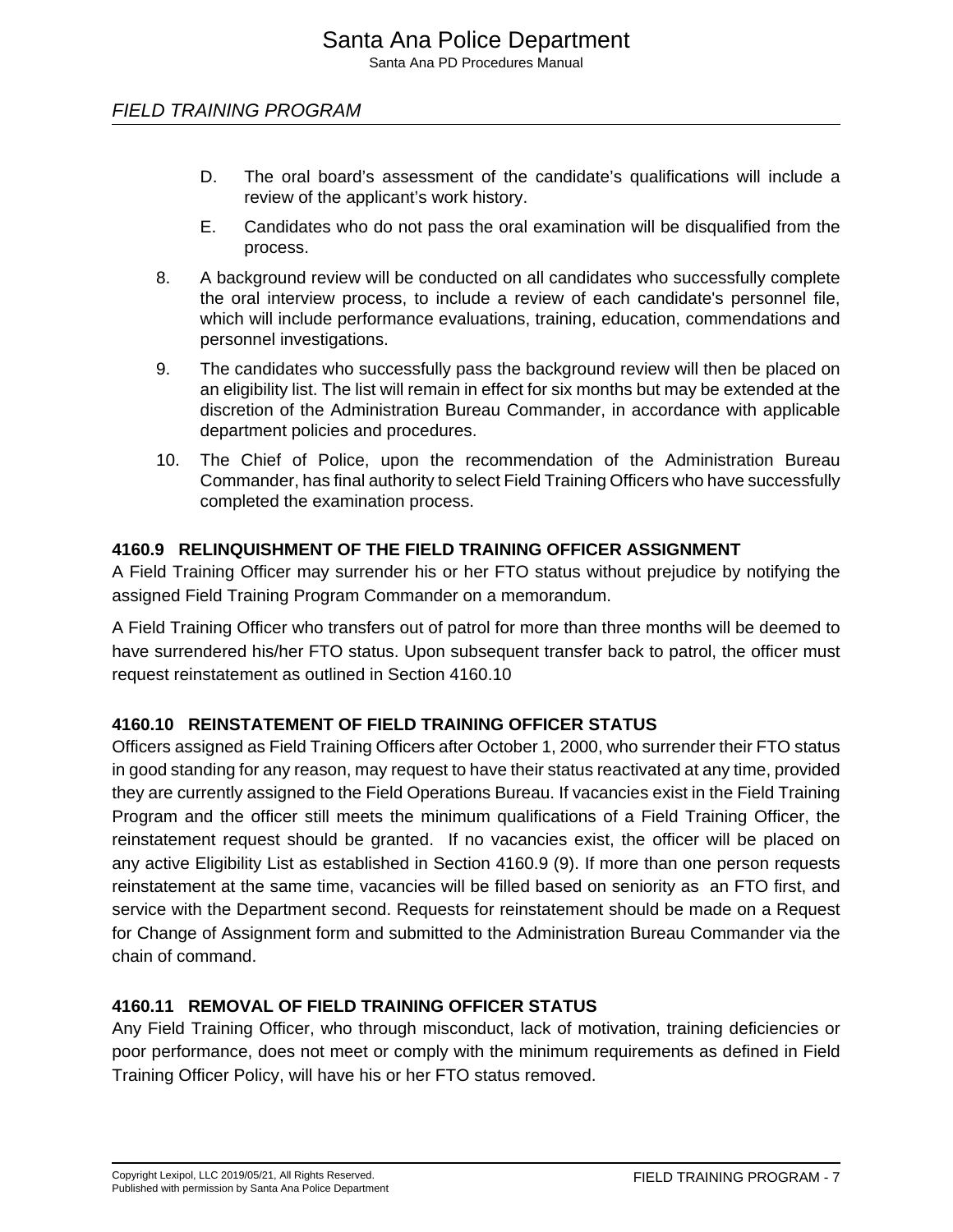D. The oral board's assessment of the candidate's qualifications will include a review of the applicant's work history.

E. Candidates who do not pass the oral examination will be disqualified from the process.

8. A background review will be conducted on all candidates who successfully complete the oral interview process, to include a review of each candidate's personnel file, which will include performance evaluations, training, education, commendations and personnel investigations.

9. The candidates who successfully pass the background review will then be placed on an eligibility list. The list will remain in effect for six months but may be extended at the discretion of the Administration Bureau Commander, in accordance with applicable department policies and procedures.

10. The Chief of Police, upon the recommendation of the Administration Bureau Commander, has final authority to select Field Training Officers who have successfully completed the examination process.

### 4160.9 RELINQUISHMENT OF THE FIELD TRAINING OFFICER ASSIGNMENT

A Field Training Officer may surrender his or her FTO status without prejudice by notifying the assigned Field Training Program Commander on a memorandum.

A Field Training Officer who transfers out of patrol for more than three months will be deemed to have surrendered his/her FTO status. Upon subsequent transfer back to patrol, the officer must request reinstatement as outlined in Section 4160.10

### 4160.10 REINSTATEMENT OF FIELD TRAINING OFFICER STATUS

Officers assigned as Field Training Officers after October 1, 2000, who surrender their FTO status in good standing for any reason, may request to have their status reactivated at any time, provided they are currently assigned to the Field Operations Bureau. If vacancies exist in the Field Training Program and the officer still meets the minimum qualifications of a Field Training Officer, the reinstatement request should be granted. If no vacancies exist, the officer will be placed on any active Eligibility List as established in Section 4160.9 (9). If more than one person requests reinstatement at the same time, vacancies will be filled based on seniority as an FTO first, and service with the Department second. Requests for reinstatement should be made on a Request for Change of Assignment form and submitted to the Administration Bureau Commander via the chain of command.

### 4160.11 REMOVAL OF FIELD TRAINING OFFICER STATUS

Any Field Training Officer, who through misconduct, lack of motivation, training deficiencies or poor performance, does not meet or comply with the minimum requirements as defined in Field Training Officer Policy, will have his or her FTO status removed.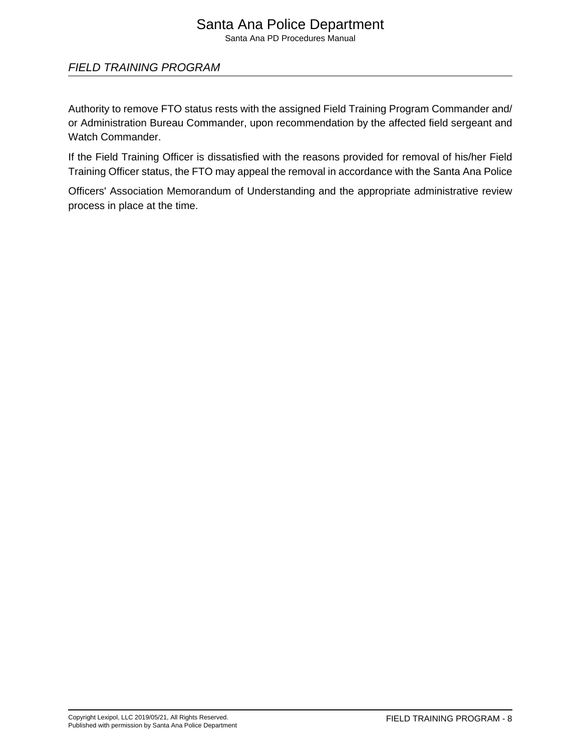Authority to remove FTO status rests with the assigned Field Training Program Commander and/or Administration Bureau Commander, upon recommendation by the affected field sergeant and Watch Commander.

If the Field Training Officer is dissatisfied with the reasons provided for removal of his/her Field Training Officer status, the FTO may appeal the removal in accordance with the Santa Ana Police Officers' Association Memorandum of Understanding and the appropriate administrative review process in place at the time.